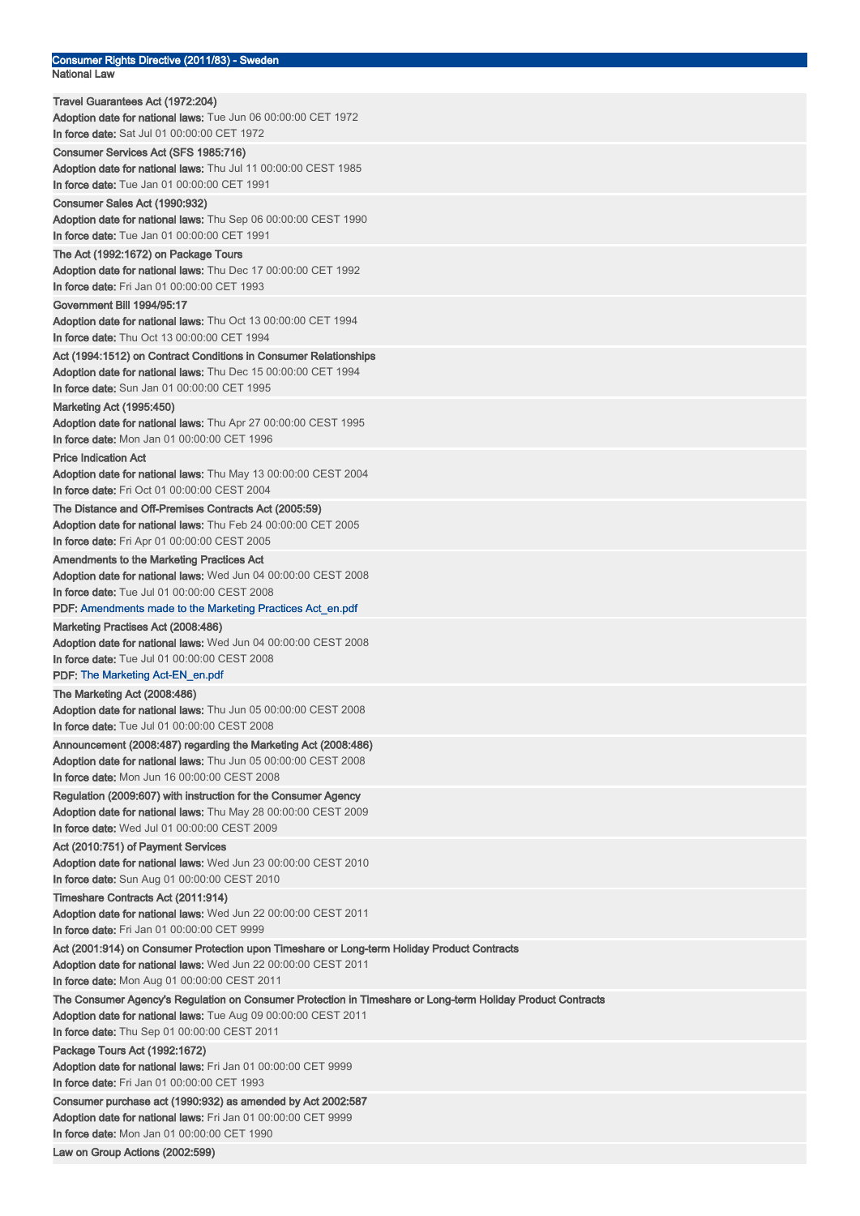## Consumer Rights Directive (2011/83) - Sweden

**National Law**

**Travel Guarantees Act (1972:204)**
**Adoption date for national laws:** Tue Jun 06 00:00:00 CET 1972
**In force date:** Sat Jul 01 00:00:00 CET 1972

**Consumer Services Act (SFS 1985:716)**
**Adoption date for national laws:** Thu Jul 11 00:00:00 CEST 1985
**In force date:** Tue Jan 01 00:00:00 CET 1991

**Consumer Sales Act (1990:932)**
**Adoption date for national laws:** Thu Sep 06 00:00:00 CEST 1990
**In force date:** Tue Jan 01 00:00:00 CET 1991

**The Act (1992:1672) on Package Tours**
**Adoption date for national laws:** Thu Dec 17 00:00:00 CET 1992
**In force date:** Fri Jan 01 00:00:00 CET 1993

**Government Bill 1994/95:17**
**Adoption date for national laws:** Thu Oct 13 00:00:00 CET 1994
**In force date:** Thu Oct 13 00:00:00 CET 1994

**Act (1994:1512) on Contract Conditions in Consumer Relationships**
**Adoption date for national laws:** Thu Dec 15 00:00:00 CET 1994
**In force date:** Sun Jan 01 00:00:00 CET 1995

**Marketing Act (1995:450)**
**Adoption date for national laws:** Thu Apr 27 00:00:00 CEST 1995
**In force date:** Mon Jan 01 00:00:00 CET 1996

**Price Indication Act**
**Adoption date for national laws:** Thu May 13 00:00:00 CEST 2004
**In force date:** Fri Oct 01 00:00:00 CEST 2004

**The Distance and Off-Premises Contracts Act (2005:59)**
**Adoption date for national laws:** Thu Feb 24 00:00:00 CET 2005
**In force date:** Fri Apr 01 00:00:00 CEST 2005

**Amendments to the Marketing Practices Act**
**Adoption date for national laws:** Wed Jun 04 00:00:00 CEST 2008
**In force date:** Tue Jul 01 00:00:00 CEST 2008
**PDF:** Amendments made to the Marketing Practices Act_en.pdf

**Marketing Practises Act (2008:486)**
**Adoption date for national laws:** Wed Jun 04 00:00:00 CEST 2008
**In force date:** Tue Jul 01 00:00:00 CEST 2008
**PDF:** The Marketing Act-EN_en.pdf

**The Marketing Act (2008:486)**
**Adoption date for national laws:** Thu Jun 05 00:00:00 CEST 2008
**In force date:** Tue Jul 01 00:00:00 CEST 2008

**Announcement (2008:487) regarding the Marketing Act (2008:486)**
**Adoption date for national laws:** Thu Jun 05 00:00:00 CEST 2008
**In force date:** Mon Jun 16 00:00:00 CEST 2008

**Regulation (2009:607) with instruction for the Consumer Agency**
**Adoption date for national laws:** Thu May 28 00:00:00 CEST 2009
**In force date:** Wed Jul 01 00:00:00 CEST 2009

**Act (2010:751) of Payment Services**
**Adoption date for national laws:** Wed Jun 23 00:00:00 CEST 2010
**In force date:** Sun Aug 01 00:00:00 CEST 2010

**Timeshare Contracts Act (2011:914)**
**Adoption date for national laws:** Wed Jun 22 00:00:00 CEST 2011
**In force date:** Fri Jan 01 00:00:00 CET 9999

**Act (2001:914) on Consumer Protection upon Timeshare or Long-term Holiday Product Contracts**
**Adoption date for national laws:** Wed Jun 22 00:00:00 CEST 2011
**In force date:** Mon Aug 01 00:00:00 CEST 2011

**The Consumer Agency's Regulation on Consumer Protection in Timeshare or Long-term Holiday Product Contracts**
**Adoption date for national laws:** Tue Aug 09 00:00:00 CEST 2011
**In force date:** Thu Sep 01 00:00:00 CEST 2011

**Package Tours Act (1992:1672)**
**Adoption date for national laws:** Fri Jan 01 00:00:00 CET 9999
**In force date:** Fri Jan 01 00:00:00 CET 1993

**Consumer purchase act (1990:932) as amended by Act 2002:587**
**Adoption date for national laws:** Fri Jan 01 00:00:00 CET 9999
**In force date:** Mon Jan 01 00:00:00 CET 1990

**Law on Group Actions (2002:599)**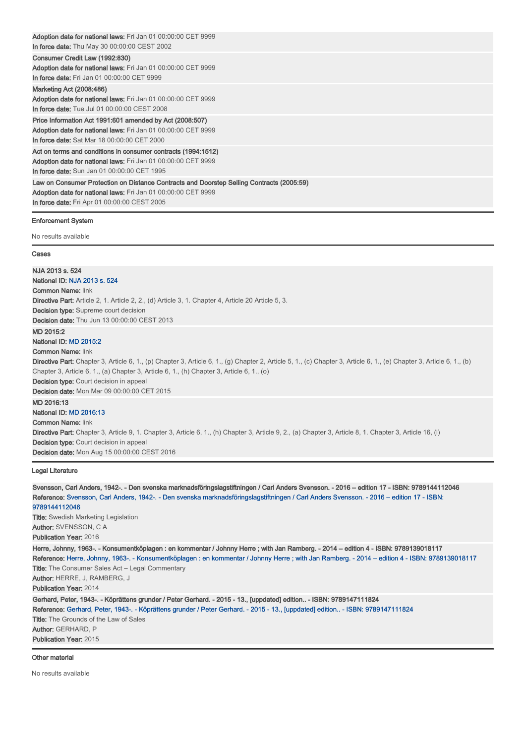**Adoption date for national laws:** Fri Jan 01 00:00:00 CET 9999
**In force date:** Thu May 30 00:00:00 CEST 2002

**Consumer Credit Law (1992:830)**
**Adoption date for national laws:** Fri Jan 01 00:00:00 CET 9999
**In force date:** Fri Jan 01 00:00:00 CET 9999

**Marketing Act (2008:486)**
**Adoption date for national laws:** Fri Jan 01 00:00:00 CET 9999
**In force date:** Tue Jul 01 00:00:00 CEST 2008

**Price Information Act 1991:601 amended by Act (2008:507)**
**Adoption date for national laws:** Fri Jan 01 00:00:00 CET 9999
**In force date:** Sat Mar 18 00:00:00 CET 2000

**Act on terms and conditions in consumer contracts (1994:1512)**
**Adoption date for national laws:** Fri Jan 01 00:00:00 CET 9999
**In force date:** Sun Jan 01 00:00:00 CET 1995

**Law on Consumer Protection on Distance Contracts and Doorstep Selling Contracts (2005:59)**
**Adoption date for national laws:** Fri Jan 01 00:00:00 CET 9999
**In force date:** Fri Apr 01 00:00:00 CEST 2005

## Enforcement System

No results available

## Cases

**NJA 2013 s. 524**
**National ID:** NJA 2013 s. 524
**Common Name:** link
**Directive Part:** Article 2, 1. Article 2, 2., (d) Article 3, 1. Chapter 4, Article 20 Article 5, 3.
**Decision type:** Supreme court decision
**Decision date:** Thu Jun 13 00:00:00 CEST 2013

**MD 2015:2**
**National ID:** MD 2015:2
**Common Name:** link
**Directive Part:** Chapter 3, Article 6, 1., (p) Chapter 3, Article 6, 1., (g) Chapter 2, Article 5, 1., (c) Chapter 3, Article 6, 1., (e) Chapter 3, Article 6, 1., (b) Chapter 3, Article 6, 1., (a) Chapter 3, Article 6, 1., (h) Chapter 3, Article 6, 1., (o)
**Decision type:** Court decision in appeal
**Decision date:** Mon Mar 09 00:00:00 CET 2015

**MD 2016:13**
**National ID:** MD 2016:13
**Common Name:** link
**Directive Part:** Chapter 3, Article 9, 1. Chapter 3, Article 6, 1., (h) Chapter 3, Article 9, 2., (a) Chapter 3, Article 8, 1. Chapter 3, Article 16, (l)
**Decision type:** Court decision in appeal
**Decision date:** Mon Aug 15 00:00:00 CEST 2016

## Legal Literature

**Svensson, Carl Anders, 1942-. - Den svenska marknadsföringslagstiftningen / Carl Anders Svensson. - 2016 – edition 17 - ISBN: 9789144112046**
**Reference:** Svensson, Carl Anders, 1942-. - Den svenska marknadsföringslagstiftningen / Carl Anders Svensson. - 2016 – edition 17 - ISBN: 9789144112046
**Title:** Swedish Marketing Legislation
**Author:** SVENSSON, C A
**Publication Year:** 2016

**Herre, Johnny, 1963-. - Konsumentköplagen : en kommentar / Johnny Herre ; with Jan Ramberg. - 2014 – edition 4 - ISBN: 9789139018117**
**Reference:** Herre, Johnny, 1963-. - Konsumentköplagen : en kommentar / Johnny Herre ; with Jan Ramberg. - 2014 – edition 4 - ISBN: 9789139018117
**Title:** The Consumer Sales Act – Legal Commentary
**Author:** HERRE, J, RAMBERG, J
**Publication Year:** 2014

**Gerhard, Peter, 1943-. - Köprättens grunder / Peter Gerhard. - 2015 - 13., [uppdated] edition.. - ISBN: 9789147111824**
**Reference:** Gerhard, Peter, 1943-. - Köprättens grunder / Peter Gerhard. - 2015 - 13., [uppdated] edition.. - ISBN: 9789147111824
**Title:** The Grounds of the Law of Sales
**Author:** GERHARD, P
**Publication Year:** 2015

## Other material

No results available